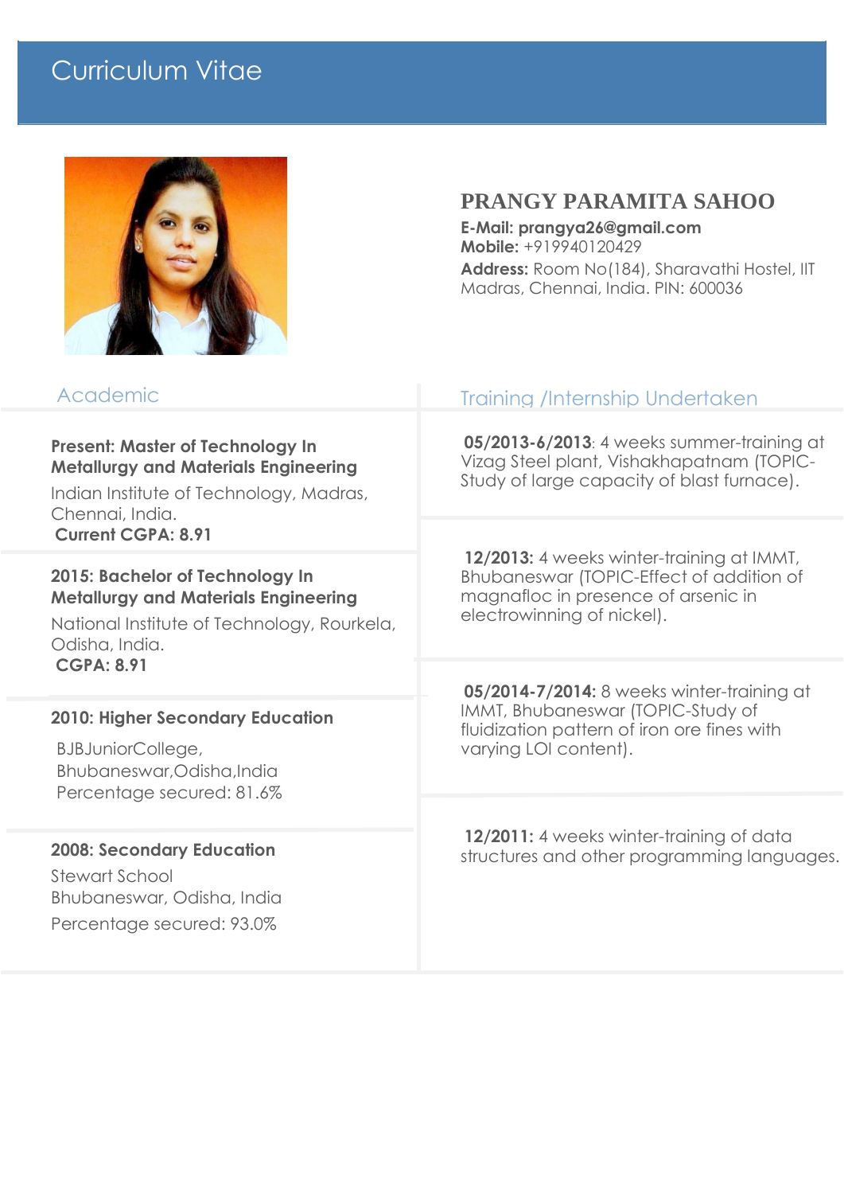# Curriculum Vitae

## PRANGY PARAMITA SAHOO

**E-Mail: prangya26@gmail.com**
**Mobile:** +919940120429
**Address:** Room No(184), Sharavathi Hostel, IIT Madras, Chennai, India. PIN: 600036

## Academic

**Present: Master of Technology In Metallurgy and Materials Engineering**
Indian Institute of Technology, Madras, Chennai, India.
**Current CGPA: 8.91**

**2015: Bachelor of Technology In Metallurgy and Materials Engineering**
National Institute of Technology, Rourkela, Odisha, India.
**CGPA: 8.91**

**2010: Higher Secondary Education**
BJBJuniorCollege,
Bhubaneswar,Odisha,India
Percentage secured: 81.6%

**2008: Secondary Education**
Stewart School
Bhubaneswar, Odisha, India
Percentage secured: 93.0%

## Training /Internship Undertaken

**05/2013-6/2013**: 4 weeks summer-training at Vizag Steel plant, Vishakhapatnam (TOPIC-Study of large capacity of blast furnace).

**12/2013:** 4 weeks winter-training at IMMT, Bhubaneswar (TOPIC-Effect of addition of magnafloc in presence of arsenic in electrowinning of nickel).

**05/2014-7/2014:** 8 weeks winter-training at IMMT, Bhubaneswar (TOPIC-Study of fluidization pattern of iron ore fines with varying LOI content).

**12/2011:** 4 weeks winter-training of data structures and other programming languages.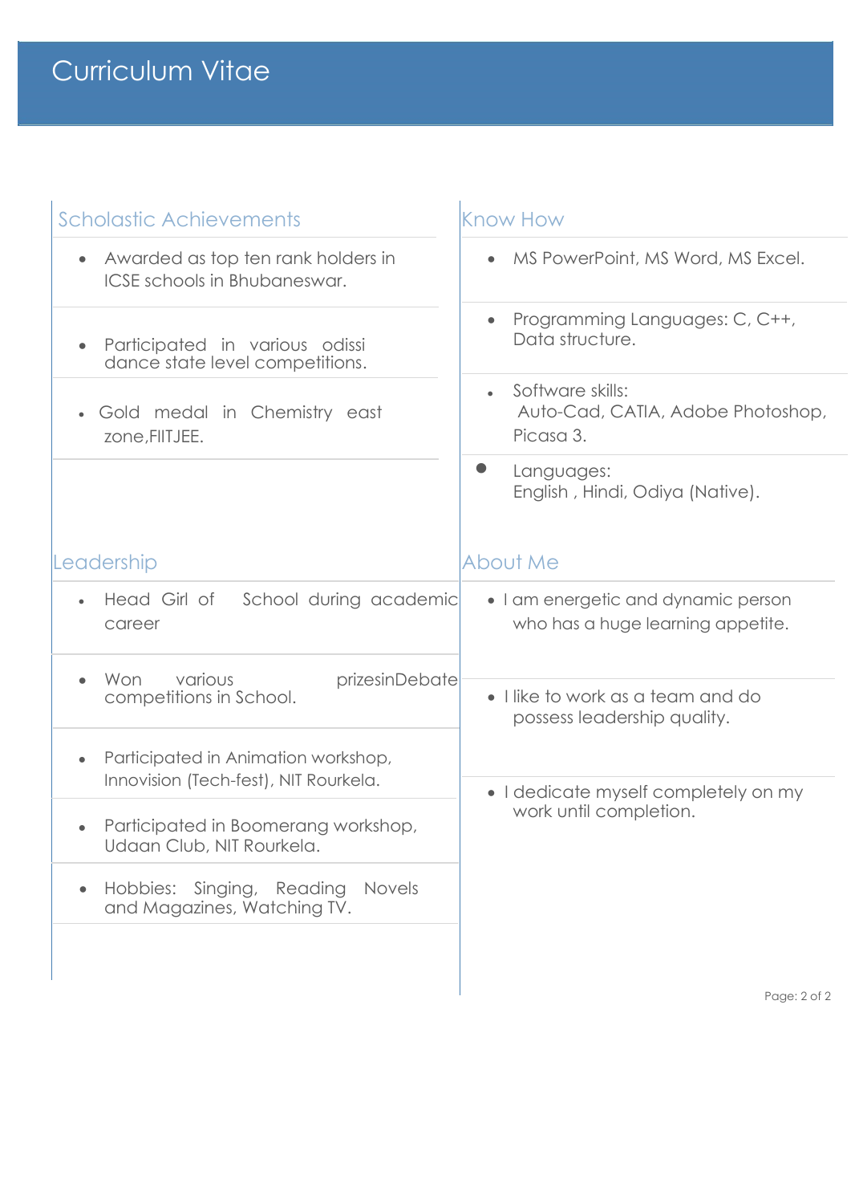# Curriculum Vitae

## Scholastic Achievements

- Awarded as top ten rank holders in ICSE schools in Bhubaneswar.
- Participated in various odissi dance state level competitions.
- Gold medal in Chemistry east zone,FIITJEE.

## Leadership

- Head Girl of School during academic career
- Won various prizesinDebate competitions in School.
- Participated in Animation workshop, Innovision (Tech-fest), NIT Rourkela.
- Participated in Boomerang workshop, Udaan Club, NIT Rourkela.
- Hobbies: Singing, Reading Novels and Magazines, Watching TV.

## Know How

- MS PowerPoint, MS Word, MS Excel.
- Programming Languages: C, C++, Data structure.
- Software skills:
  Auto-Cad, CATIA, Adobe Photoshop, Picasa 3.
- Languages:
  English , Hindi, Odiya (Native).

## About Me

- I am energetic and dynamic person who has a huge learning appetite.
- I like to work as a team and do possess leadership quality.
- I dedicate myself completely on my work until completion.